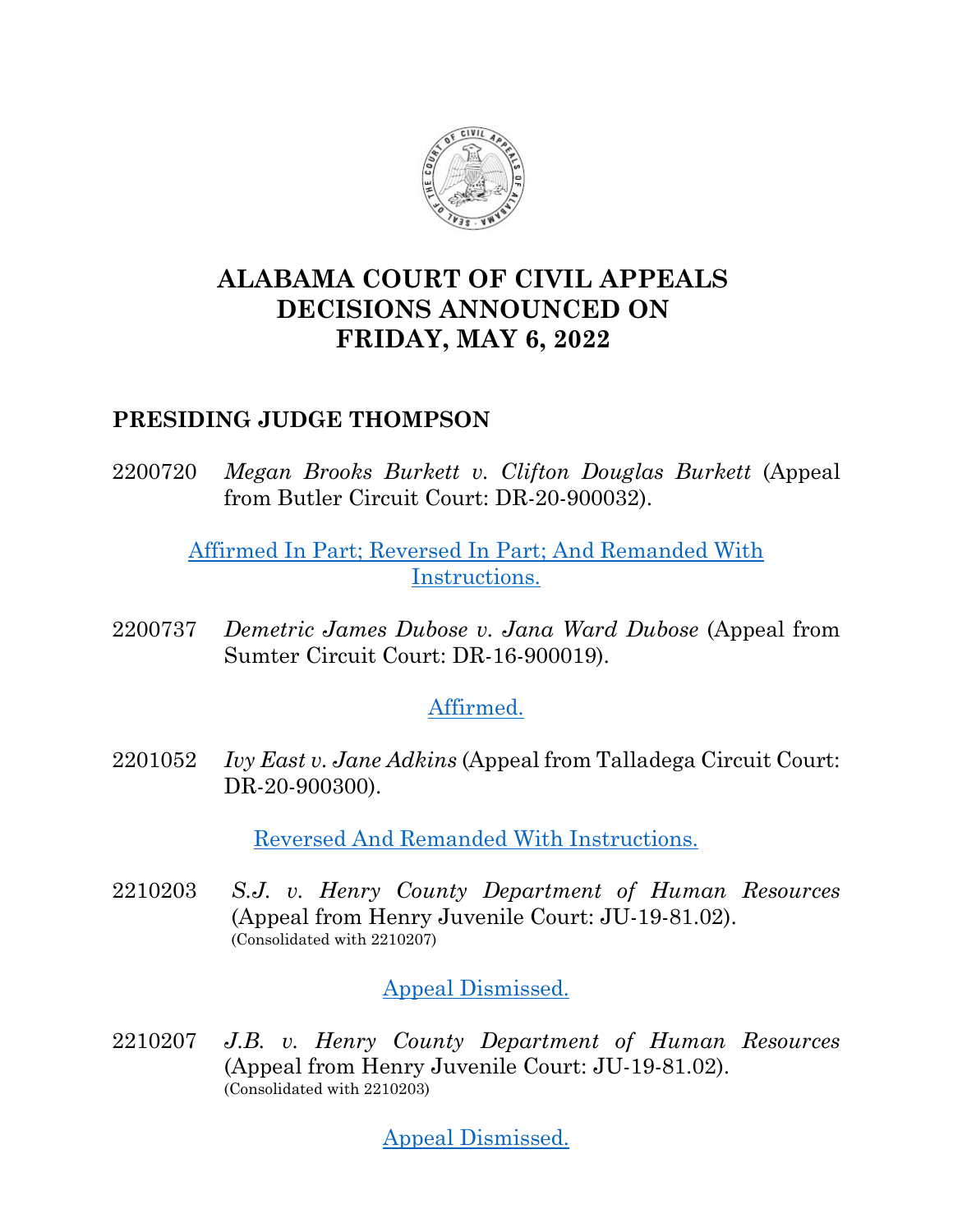# ALABAMA COURT OF CIVIL APPEALS DECISIONS ANNOUNCED ON FRIDAY, MAY 6, 2022

## PRESIDING JUDGE THOMPSON

2200720 *Megan Brooks Burkett v. Clifton Douglas Burkett* (Appeal from Butler Circuit Court: DR-20-900032).

Affirmed In Part; Reversed In Part; And Remanded With Instructions.

2200737 *Demetric James Dubose v. Jana Ward Dubose* (Appeal from Sumter Circuit Court: DR-16-900019).

Affirmed.

2201052 *Ivy East v. Jane Adkins* (Appeal from Talladega Circuit Court: DR-20-900300).

Reversed And Remanded With Instructions.

2210203 *S.J. v. Henry County Department of Human Resources* (Appeal from Henry Juvenile Court: JU-19-81.02).
(Consolidated with 2210207)

Appeal Dismissed.

2210207 *J.B. v. Henry County Department of Human Resources* (Appeal from Henry Juvenile Court: JU-19-81.02).
(Consolidated with 2210203)

Appeal Dismissed.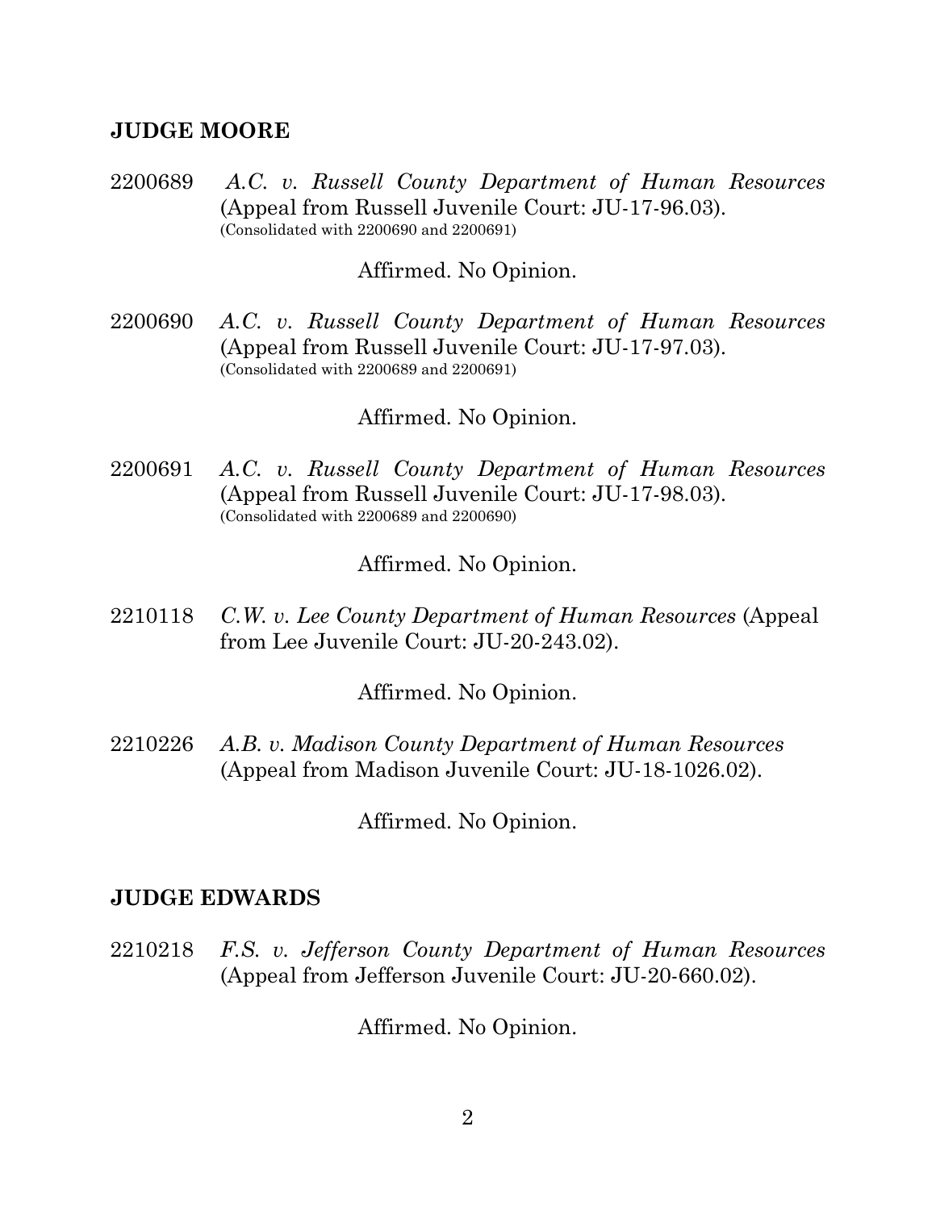**JUDGE MOORE**

2200689 *A.C. v. Russell County Department of Human Resources* (Appeal from Russell Juvenile Court: JU-17-96.03).
(Consolidated with 2200690 and 2200691)

Affirmed. No Opinion.

2200690 *A.C. v. Russell County Department of Human Resources* (Appeal from Russell Juvenile Court: JU-17-97.03).
(Consolidated with 2200689 and 2200691)

Affirmed. No Opinion.

2200691 *A.C. v. Russell County Department of Human Resources* (Appeal from Russell Juvenile Court: JU-17-98.03).
(Consolidated with 2200689 and 2200690)

Affirmed. No Opinion.

2210118 *C.W. v. Lee County Department of Human Resources* (Appeal from Lee Juvenile Court: JU-20-243.02).

Affirmed. No Opinion.

2210226 *A.B. v. Madison County Department of Human Resources* (Appeal from Madison Juvenile Court: JU-18-1026.02).

Affirmed. No Opinion.

**JUDGE EDWARDS**

2210218 *F.S. v. Jefferson County Department of Human Resources* (Appeal from Jefferson Juvenile Court: JU-20-660.02).

Affirmed. No Opinion.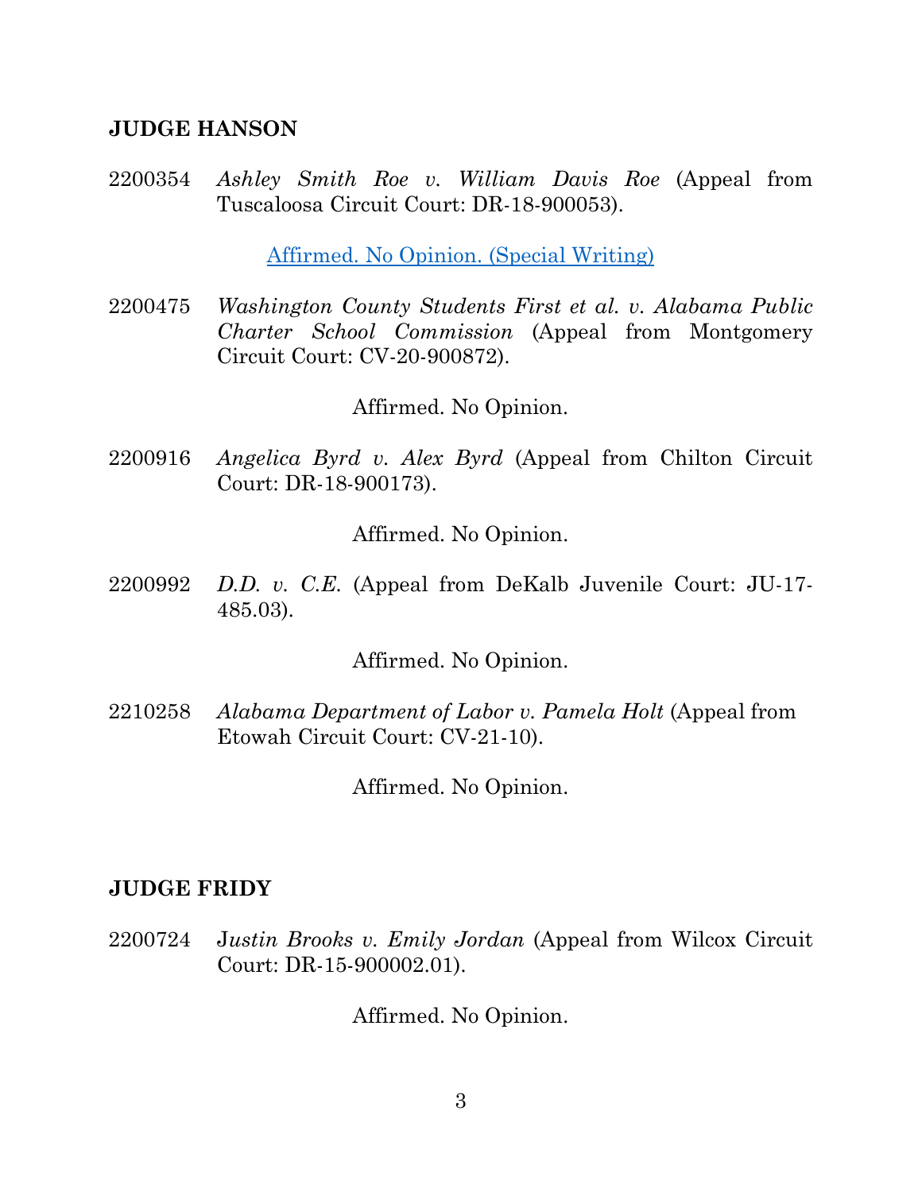**JUDGE HANSON**

2200354 *Ashley Smith Roe v. William Davis Roe* (Appeal from Tuscaloosa Circuit Court: DR-18-900053).

Affirmed. No Opinion. (Special Writing)

2200475 *Washington County Students First et al. v. Alabama Public Charter School Commission* (Appeal from Montgomery Circuit Court: CV-20-900872).

Affirmed. No Opinion.

2200916 *Angelica Byrd v. Alex Byrd* (Appeal from Chilton Circuit Court: DR-18-900173).

Affirmed. No Opinion.

2200992 *D.D. v. C.E.* (Appeal from DeKalb Juvenile Court: JU-17-485.03).

Affirmed. No Opinion.

2210258 *Alabama Department of Labor v. Pamela Holt* (Appeal from Etowah Circuit Court: CV-21-10).

Affirmed. No Opinion.

**JUDGE FRIDY**

2200724 J*ustin Brooks v. Emily Jordan* (Appeal from Wilcox Circuit Court: DR-15-900002.01).

Affirmed. No Opinion.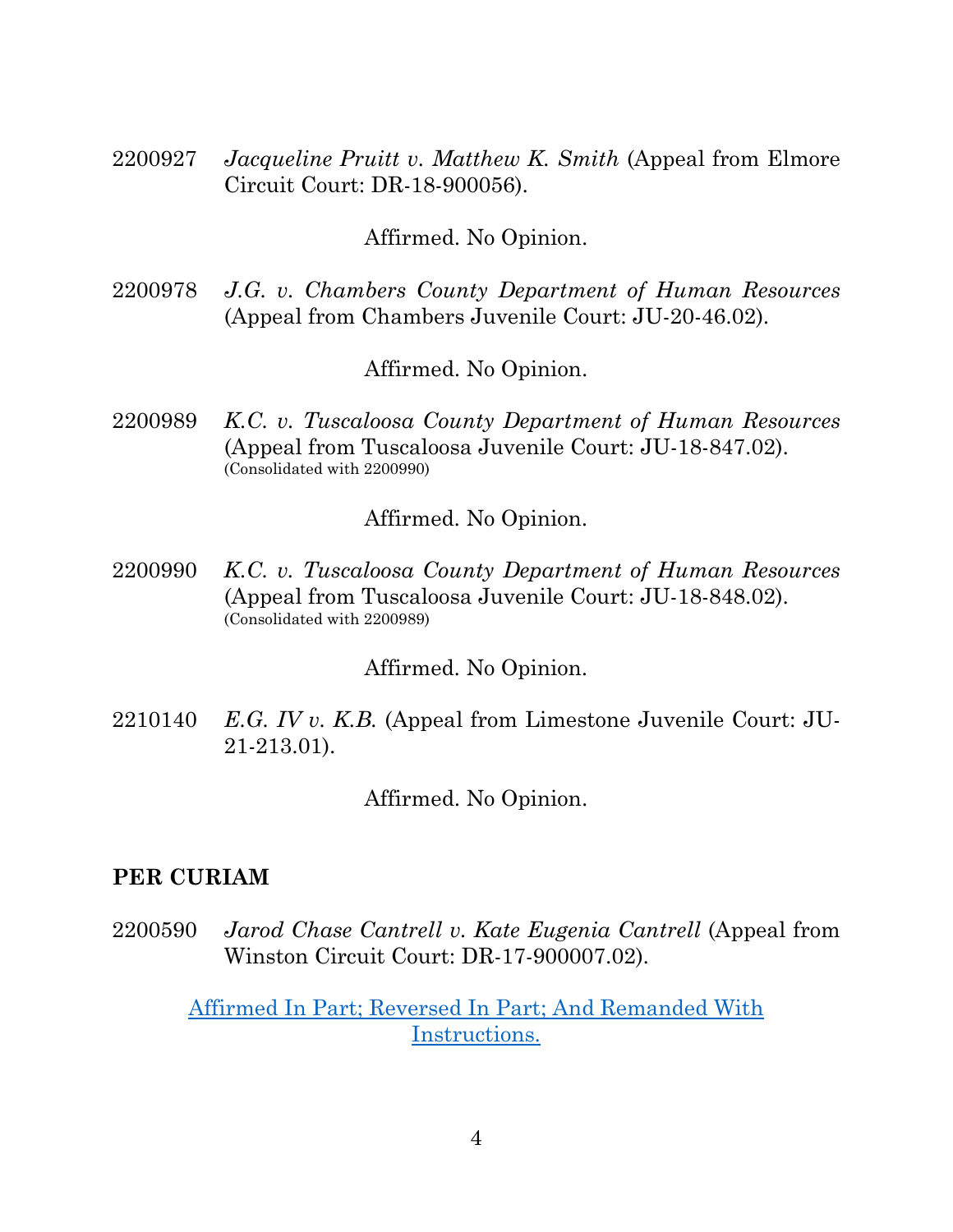2200927 *Jacqueline Pruitt v. Matthew K. Smith* (Appeal from Elmore Circuit Court: DR-18-900056).

Affirmed. No Opinion.

2200978 *J.G. v. Chambers County Department of Human Resources* (Appeal from Chambers Juvenile Court: JU-20-46.02).

Affirmed. No Opinion.

2200989 *K.C. v. Tuscaloosa County Department of Human Resources* (Appeal from Tuscaloosa Juvenile Court: JU-18-847.02).
(Consolidated with 2200990)

Affirmed. No Opinion.

2200990 *K.C. v. Tuscaloosa County Department of Human Resources* (Appeal from Tuscaloosa Juvenile Court: JU-18-848.02).
(Consolidated with 2200989)

Affirmed. No Opinion.

2210140 *E.G. IV v. K.B.* (Appeal from Limestone Juvenile Court: JU-21-213.01).

Affirmed. No Opinion.

**PER CURIAM**

2200590 *Jarod Chase Cantrell v. Kate Eugenia Cantrell* (Appeal from Winston Circuit Court: DR-17-900007.02).

Affirmed In Part; Reversed In Part; And Remanded With Instructions.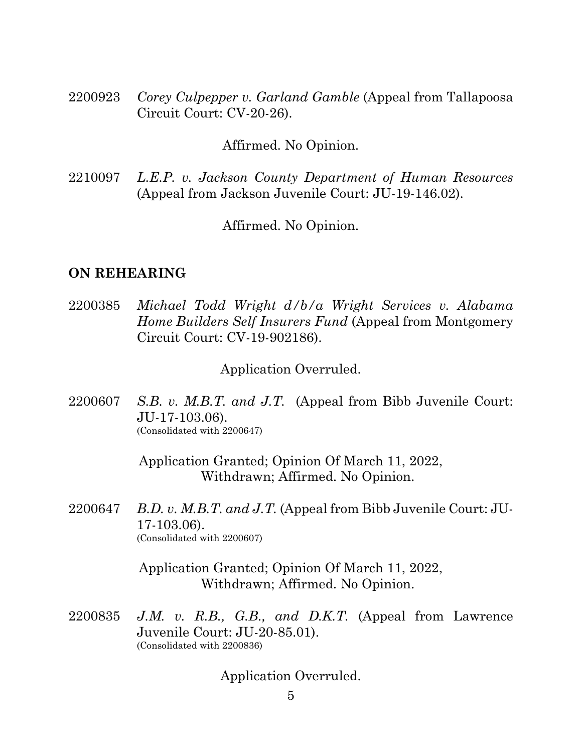2200923 *Corey Culpepper v. Garland Gamble* (Appeal from Tallapoosa Circuit Court: CV-20-26).

Affirmed. No Opinion.

2210097 *L.E.P. v. Jackson County Department of Human Resources* (Appeal from Jackson Juvenile Court: JU-19-146.02).

Affirmed. No Opinion.

**ON REHEARING**

2200385 *Michael Todd Wright d/b/a Wright Services v. Alabama Home Builders Self Insurers Fund* (Appeal from Montgomery Circuit Court: CV-19-902186).

Application Overruled.

2200607 *S.B. v. M.B.T. and J.T.* (Appeal from Bibb Juvenile Court: JU-17-103.06).
(Consolidated with 2200647)

Application Granted; Opinion Of March 11, 2022, Withdrawn; Affirmed. No Opinion.

2200647 *B.D. v. M.B.T. and J.T.* (Appeal from Bibb Juvenile Court: JU-17-103.06).
(Consolidated with 2200607)

Application Granted; Opinion Of March 11, 2022, Withdrawn; Affirmed. No Opinion.

2200835 *J.M. v. R.B., G.B., and D.K.T.* (Appeal from Lawrence Juvenile Court: JU-20-85.01).
(Consolidated with 2200836)

Application Overruled.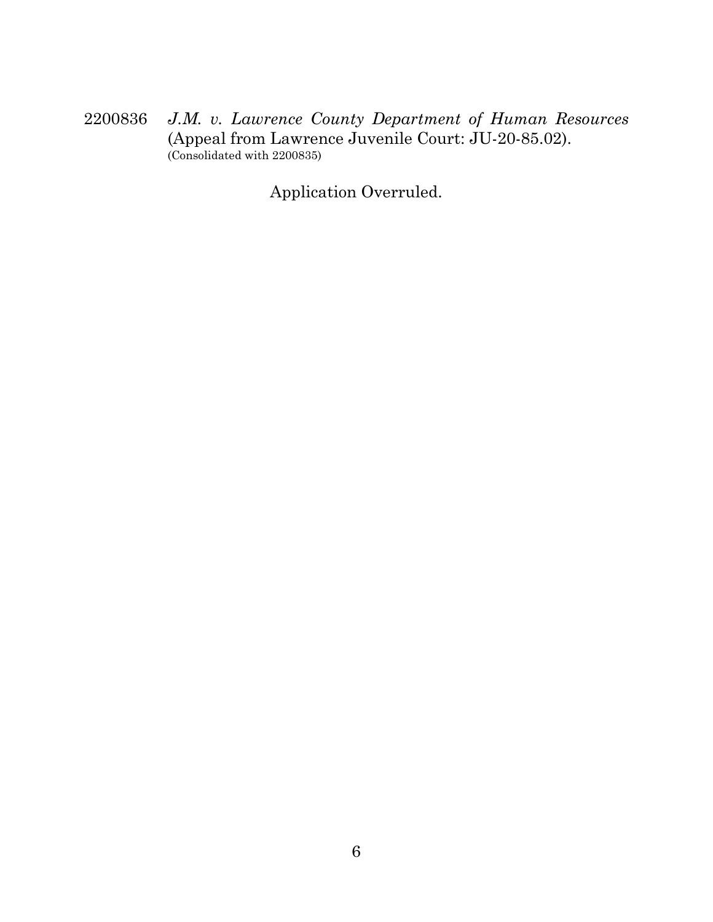2200836 *J.M. v. Lawrence County Department of Human Resources* (Appeal from Lawrence Juvenile Court: JU-20-85.02).
(Consolidated with 2200835)

Application Overruled.